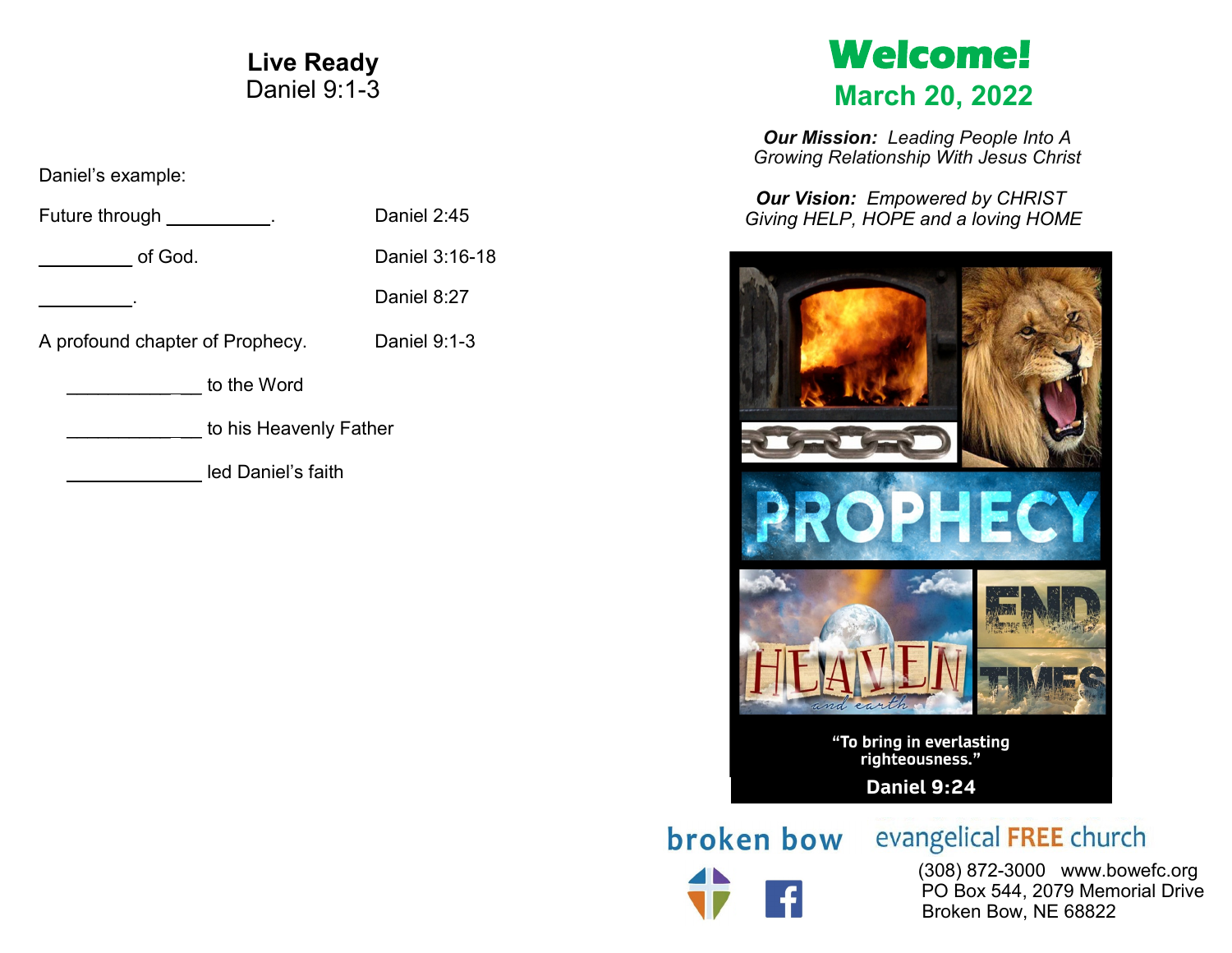# Live Ready
Daniel 9:1-3

Daniel's example:

Future through __________.  Daniel 2:45

_________ of God.  Daniel 3:16-18

_________.  Daniel 8:27

A profound chapter of Prophecy.  Daniel 9:1-3

_____________ to the Word

_____________ to his Heavenly Father

_____________ led Daniel's faith

# Welcome!
## March 20, 2022

***Our Mission:*** *Leading People Into A Growing Relationship With Jesus Christ*

***Our Vision:*** *Empowered by CHRIST Giving HELP, HOPE and a loving HOME*

PROPHECY

HEAVEN and earth

END TIMES

"To bring in everlasting righteousness."

Daniel 9:24

broken bow evangelical FREE church

(308) 872-3000 www.bowefc.org
PO Box 544, 2079 Memorial Drive
Broken Bow, NE 68822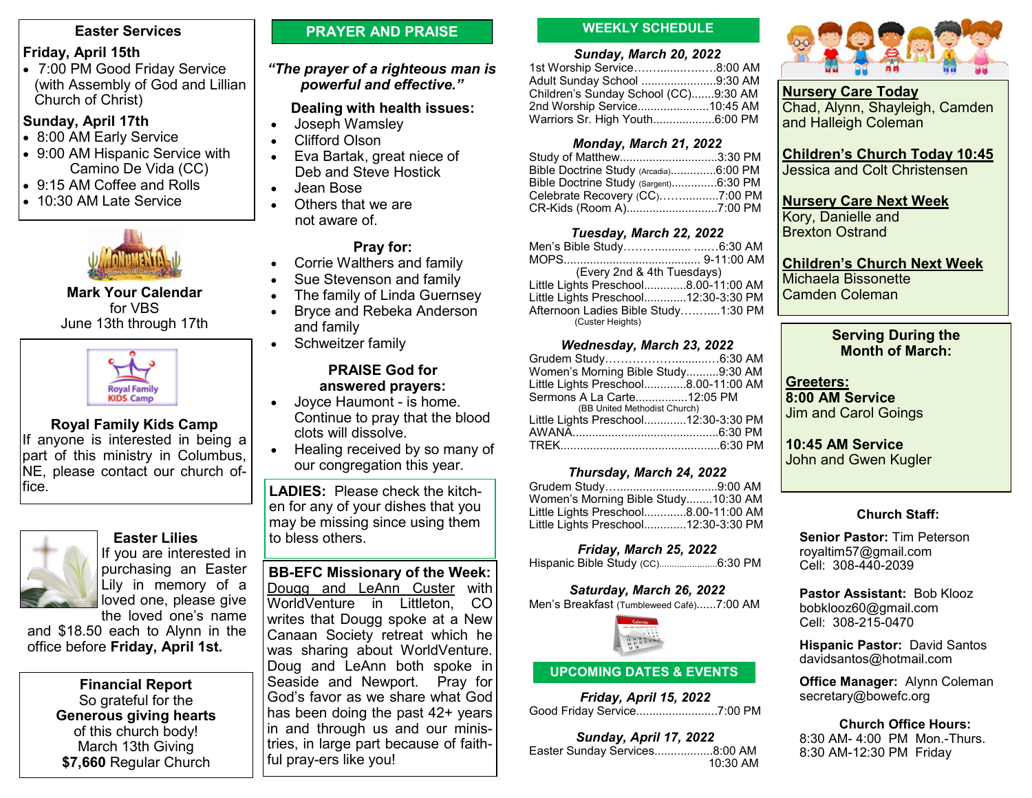## Easter Services

**Friday, April 15th**

- 7:00 PM Good Friday Service (with Assembly of God and Lillian Church of Christ)

**Sunday, April 17th**

- 8:00 AM Early Service
- 9:00 AM Hispanic Service with Camino De Vida (CC)
- 9:15 AM Coffee and Rolls
- 10:30 AM Late Service

**Mark Your Calendar** for VBS
June 13th through 17th

**Royal Family Kids Camp**
If anyone is interested in being a part of this ministry in Columbus, NE, please contact our church office.

**Easter Lilies**
If you are interested in purchasing an Easter Lily in memory of a loved one, please give the loved one's name and $18.50 each to Alynn in the office before **Friday, April 1st.**

**Financial Report**
So grateful for the
**Generous giving hearts**
of this church body!
March 13th Giving
**$7,660** Regular Church

## PRAYER AND PRAISE

***"The prayer of a righteous man is powerful and effective."***

**Dealing with health issues:**

- Joseph Wamsley
- Clifford Olson
- Eva Bartak, great niece of Deb and Steve Hostick
- Jean Bose
- Others that we are not aware of.

**Pray for:**

- Corrie Walthers and family
- Sue Stevenson and family
- The family of Linda Guernsey
- Bryce and Rebeka Anderson and family
- Schweitzer family

**PRAISE God for answered prayers:**

- Joyce Haumont - is home. Continue to pray that the blood clots will dissolve.
- Healing received by so many of our congregation this year.

**LADIES:** Please check the kitchen for any of your dishes that you may be missing since using them to bless others.

**BB-EFC Missionary of the Week:** Dougg and LeAnn Custer with WorldVenture in Littleton, CO writes that Dougg spoke at a New Canaan Society retreat which he was sharing about WorldVenture. Doug and LeAnn both spoke in Seaside and Newport. Pray for God's favor as we share what God has been doing the past 42+ years in and through us and our ministries, in large part because of faithful pray-ers like you!

## WEEKLY SCHEDULE

***Sunday, March 20, 2022***
1st Worship Service……….........……8:00 AM
Adult Sunday School .......................9:30 AM
Children's Sunday School (CC).......9:30 AM
2nd Worship Service......................10:45 AM
Warriors Sr. High Youth...................6:00 PM

***Monday, March 21, 2022***
Study of Matthew..............................3:30 PM
Bible Doctrine Study (Arcadia)..............6:00 PM
Bible Doctrine Study (Sargent).............6:30 PM
Celebrate Recovery (CC)……...........7:00 PM
CR-Kids (Room A)............................7:00 PM

***Tuesday, March 22, 2022***
Men's Bible Study…….......... .......6:30 AM
MOPS........................................... 9-11:00 AM
(Every 2nd & 4th Tuesdays)
Little Lights Preschool.............8.00-11:00 AM
Little Lights Preschool.............12:30-3:30 PM
Afternoon Ladies Bible Study………..1:30 PM
(Custer Heights)

***Wednesday, March 23, 2022***
Grudem Study………………............6:30 AM
Women's Morning Bible Study..........9:30 AM
Little Lights Preschool.............8.00-11:00 AM
Sermons A La Carte................12:05 PM
(BB United Methodist Church)
Little Lights Preschool.............12:30-3:30 PM
AWANA.............................................6:30 PM
TREK..................................................6:30 PM

***Thursday, March 24, 2022***
Grudem Study…...............................9:00 AM
Women's Morning Bible Study........10:30 AM
Little Lights Preschool.............8.00-11:00 AM
Little Lights Preschool.............12:30-3:30 PM

***Friday, March 25, 2022***
Hispanic Bible Study (CC).......................6:30 PM

***Saturday, March 26, 2022***
Men's Breakfast (Tumbleweed Café)......7:00 AM

## UPCOMING DATES & EVENTS

***Friday, April 15, 2022***
Good Friday Service.........................7:00 PM

***Sunday, April 17, 2022***
Easter Sunday Services.................8:00 AM
10:30 AM

**Nursery Care Today**
Chad, Alynn, Shayleigh, Camden and Halleigh Coleman

**Children's Church Today 10:45**
Jessica and Colt Christensen

**Nursery Care Next Week**
Kory, Danielle and Brexton Ostrand

**Children's Church Next Week**
Michaela Bissonette
Camden Coleman

**Serving During the Month of March:**

**Greeters:**
**8:00 AM Service**
Jim and Carol Goings

**10:45 AM Service**
John and Gwen Kugler

**Church Staff:**

**Senior Pastor:** Tim Peterson
royaltim57@gmail.com
Cell: 308-440-2039

**Pastor Assistant:** Bob Klooz
bobklooz60@gmail.com
Cell: 308-215-0470

**Hispanic Pastor:** David Santos
davidsantos@hotmail.com

**Office Manager:** Alynn Coleman
secretary@bowefc.org

**Church Office Hours:**
8:30 AM- 4:00 PM Mon.-Thurs.
8:30 AM-12:30 PM Friday